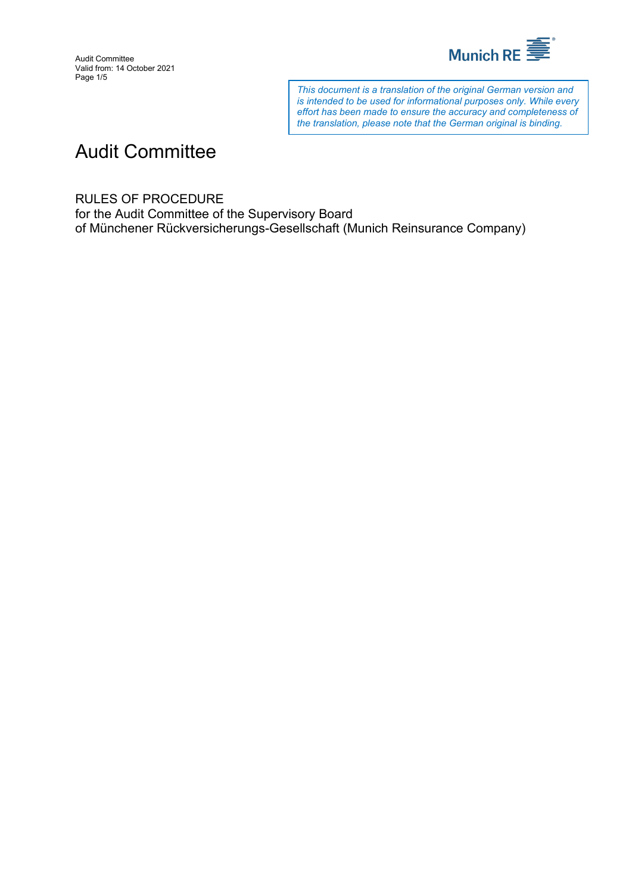*This document is a translation of the original German version and is intended to be used for informational purposes only. While every effort has been made to ensure the accuracy and completeness of the translation, please note that the German original is binding.*

# Audit Committee

RULES OF PROCEDURE
for the Audit Committee of the Supervisory Board
of Münchener Rückversicherungs-Gesellschaft (Munich Reinsurance Company)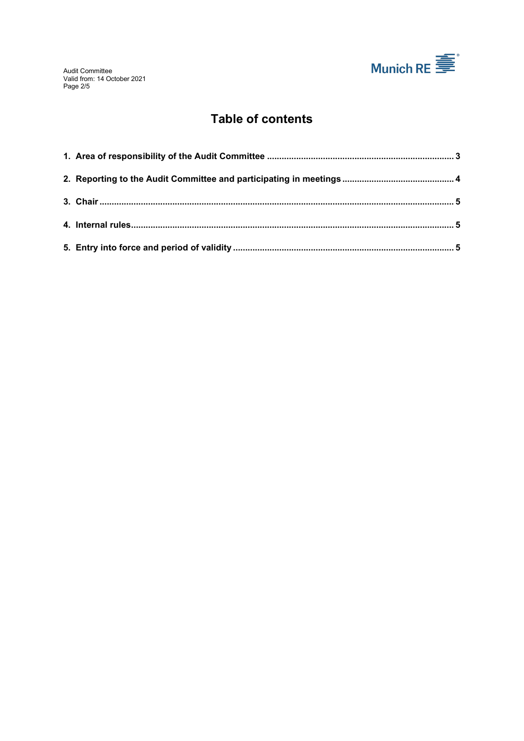# Table of contents

1. **Area of responsibility of the Audit Committee** ............................................................ **3**
2. **Reporting to the Audit Committee and participating in meetings** ............................................ **4**
3. **Chair** ............................................................................................................. **5**
4. **Internal rules** .................................................................................................... **5**
5. **Entry into force and period of validity** ........................................................................ **5**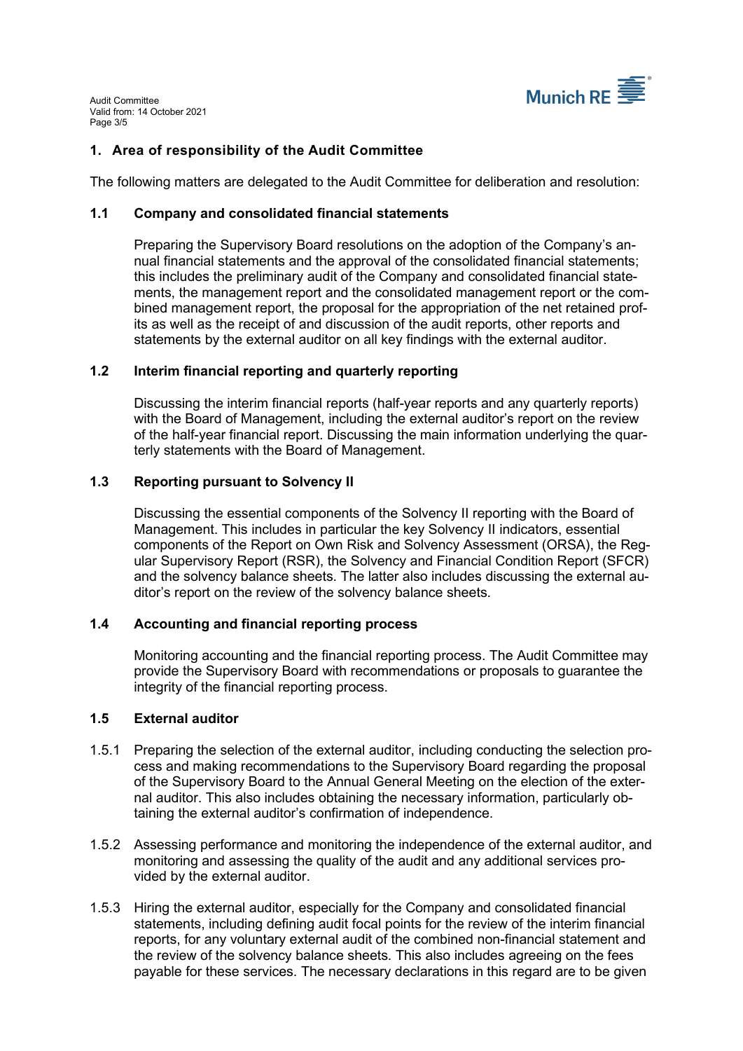## 1. Area of responsibility of the Audit Committee

The following matters are delegated to the Audit Committee for deliberation and resolution:

### 1.1 Company and consolidated financial statements

Preparing the Supervisory Board resolutions on the adoption of the Company's annual financial statements and the approval of the consolidated financial statements; this includes the preliminary audit of the Company and consolidated financial statements, the management report and the consolidated management report or the combined management report, the proposal for the appropriation of the net retained profits as well as the receipt of and discussion of the audit reports, other reports and statements by the external auditor on all key findings with the external auditor.

### 1.2 Interim financial reporting and quarterly reporting

Discussing the interim financial reports (half-year reports and any quarterly reports) with the Board of Management, including the external auditor's report on the review of the half-year financial report. Discussing the main information underlying the quarterly statements with the Board of Management.

### 1.3 Reporting pursuant to Solvency II

Discussing the essential components of the Solvency II reporting with the Board of Management. This includes in particular the key Solvency II indicators, essential components of the Report on Own Risk and Solvency Assessment (ORSA), the Regular Supervisory Report (RSR), the Solvency and Financial Condition Report (SFCR) and the solvency balance sheets. The latter also includes discussing the external auditor's report on the review of the solvency balance sheets.

### 1.4 Accounting and financial reporting process

Monitoring accounting and the financial reporting process. The Audit Committee may provide the Supervisory Board with recommendations or proposals to guarantee the integrity of the financial reporting process.

### 1.5 External auditor

1.5.1 Preparing the selection of the external auditor, including conducting the selection process and making recommendations to the Supervisory Board regarding the proposal of the Supervisory Board to the Annual General Meeting on the election of the external auditor. This also includes obtaining the necessary information, particularly obtaining the external auditor's confirmation of independence.

1.5.2 Assessing performance and monitoring the independence of the external auditor, and monitoring and assessing the quality of the audit and any additional services provided by the external auditor.

1.5.3 Hiring the external auditor, especially for the Company and consolidated financial statements, including defining audit focal points for the review of the interim financial reports, for any voluntary external audit of the combined non-financial statement and the review of the solvency balance sheets. This also includes agreeing on the fees payable for these services. The necessary declarations in this regard are to be given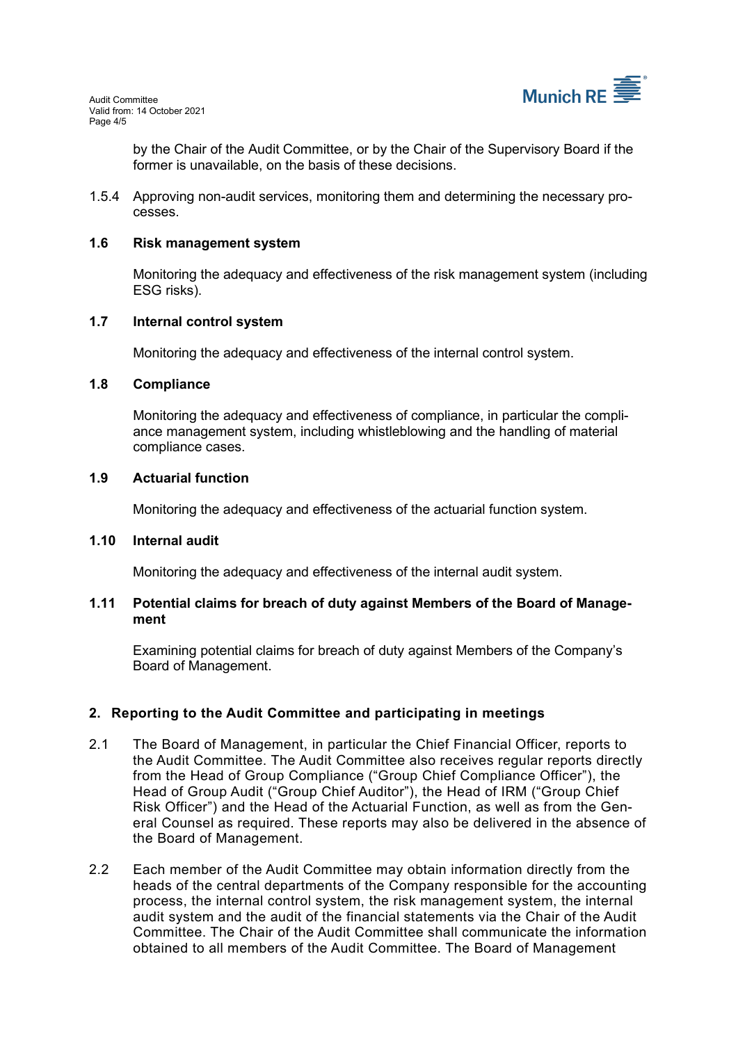by the Chair of the Audit Committee, or by the Chair of the Supervisory Board if the former is unavailable, on the basis of these decisions.

1.5.4 Approving non-audit services, monitoring them and determining the necessary processes.

### 1.6 Risk management system

Monitoring the adequacy and effectiveness of the risk management system (including ESG risks).

### 1.7 Internal control system

Monitoring the adequacy and effectiveness of the internal control system.

### 1.8 Compliance

Monitoring the adequacy and effectiveness of compliance, in particular the compliance management system, including whistleblowing and the handling of material compliance cases.

### 1.9 Actuarial function

Monitoring the adequacy and effectiveness of the actuarial function system.

### 1.10 Internal audit

Monitoring the adequacy and effectiveness of the internal audit system.

### 1.11 Potential claims for breach of duty against Members of the Board of Management

Examining potential claims for breach of duty against Members of the Company's Board of Management.

## 2. Reporting to the Audit Committee and participating in meetings

2.1 The Board of Management, in particular the Chief Financial Officer, reports to the Audit Committee. The Audit Committee also receives regular reports directly from the Head of Group Compliance ("Group Chief Compliance Officer"), the Head of Group Audit ("Group Chief Auditor"), the Head of IRM ("Group Chief Risk Officer") and the Head of the Actuarial Function, as well as from the General Counsel as required. These reports may also be delivered in the absence of the Board of Management.

2.2 Each member of the Audit Committee may obtain information directly from the heads of the central departments of the Company responsible for the accounting process, the internal control system, the risk management system, the internal audit system and the audit of the financial statements via the Chair of the Audit Committee. The Chair of the Audit Committee shall communicate the information obtained to all members of the Audit Committee. The Board of Management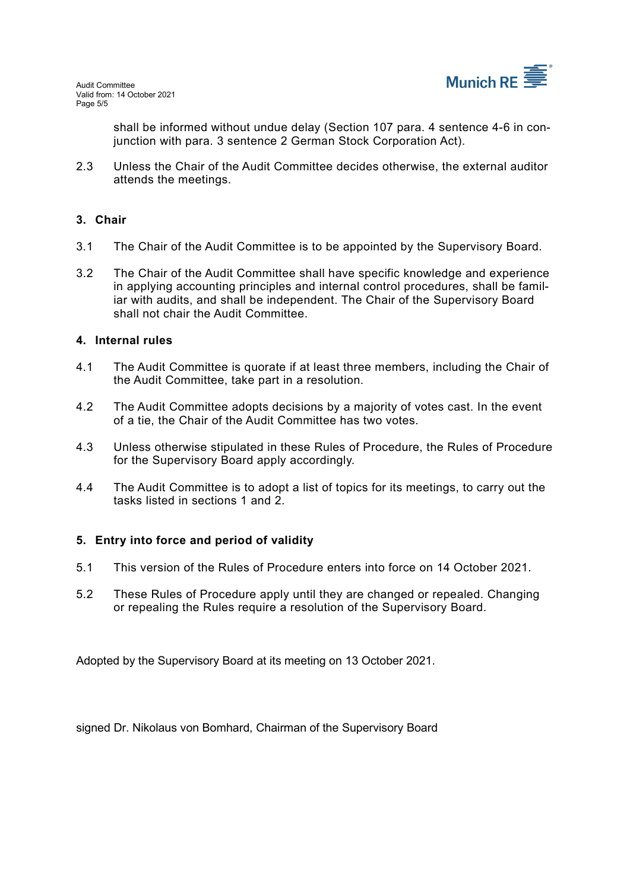shall be informed without undue delay (Section 107 para. 4 sentence 4-6 in conjunction with para. 3 sentence 2 German Stock Corporation Act).

2.3 Unless the Chair of the Audit Committee decides otherwise, the external auditor attends the meetings.

## 3. Chair

3.1 The Chair of the Audit Committee is to be appointed by the Supervisory Board.

3.2 The Chair of the Audit Committee shall have specific knowledge and experience in applying accounting principles and internal control procedures, shall be familiar with audits, and shall be independent. The Chair of the Supervisory Board shall not chair the Audit Committee.

## 4. Internal rules

4.1 The Audit Committee is quorate if at least three members, including the Chair of the Audit Committee, take part in a resolution.

4.2 The Audit Committee adopts decisions by a majority of votes cast. In the event of a tie, the Chair of the Audit Committee has two votes.

4.3 Unless otherwise stipulated in these Rules of Procedure, the Rules of Procedure for the Supervisory Board apply accordingly.

4.4 The Audit Committee is to adopt a list of topics for its meetings, to carry out the tasks listed in sections 1 and 2.

## 5. Entry into force and period of validity

5.1 This version of the Rules of Procedure enters into force on 14 October 2021.

5.2 These Rules of Procedure apply until they are changed or repealed. Changing or repealing the Rules require a resolution of the Supervisory Board.

Adopted by the Supervisory Board at its meeting on 13 October 2021.

signed Dr. Nikolaus von Bomhard, Chairman of the Supervisory Board